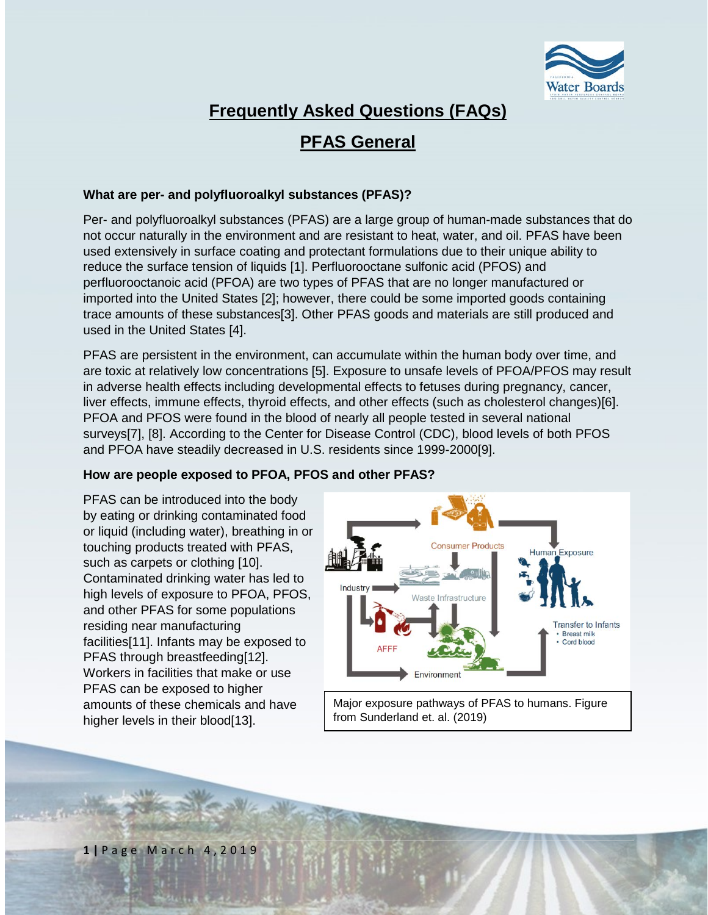# Frequently Asked Questions (FAQs)

## PFAS General

### What are per- and polyfluoroalkyl substances (PFAS)?

Per- and polyfluoroalkyl substances (PFAS) are a large group of human-made substances that do not occur naturally in the environment and are resistant to heat, water, and oil. PFAS have been used extensively in surface coating and protectant formulations due to their unique ability to reduce the surface tension of liquids [1]. Perfluorooctane sulfonic acid (PFOS) and perfluorooctanoic acid (PFOA) are two types of PFAS that are no longer manufactured or imported into the United States [2]; however, there could be some imported goods containing trace amounts of these substances[3]. Other PFAS goods and materials are still produced and used in the United States [4].

PFAS are persistent in the environment, can accumulate within the human body over time, and are toxic at relatively low concentrations [5]. Exposure to unsafe levels of PFOA/PFOS may result in adverse health effects including developmental effects to fetuses during pregnancy, cancer, liver effects, immune effects, thyroid effects, and other effects (such as cholesterol changes)[6]. PFOA and PFOS were found in the blood of nearly all people tested in several national surveys[7], [8]. According to the Center for Disease Control (CDC), blood levels of both PFOS and PFOA have steadily decreased in U.S. residents since 1999-2000[9].

### How are people exposed to PFOA, PFOS and other PFAS?

PFAS can be introduced into the body by eating or drinking contaminated food or liquid (including water), breathing in or touching products treated with PFAS, such as carpets or clothing [10]. Contaminated drinking water has led to high levels of exposure to PFOA, PFOS, and other PFAS for some populations residing near manufacturing facilities[11]. Infants may be exposed to PFAS through breastfeeding[12]. Workers in facilities that make or use PFAS can be exposed to higher amounts of these chemicals and have higher levels in their blood[13].

Major exposure pathways of PFAS to humans. Figure from Sunderland et. al. (2019)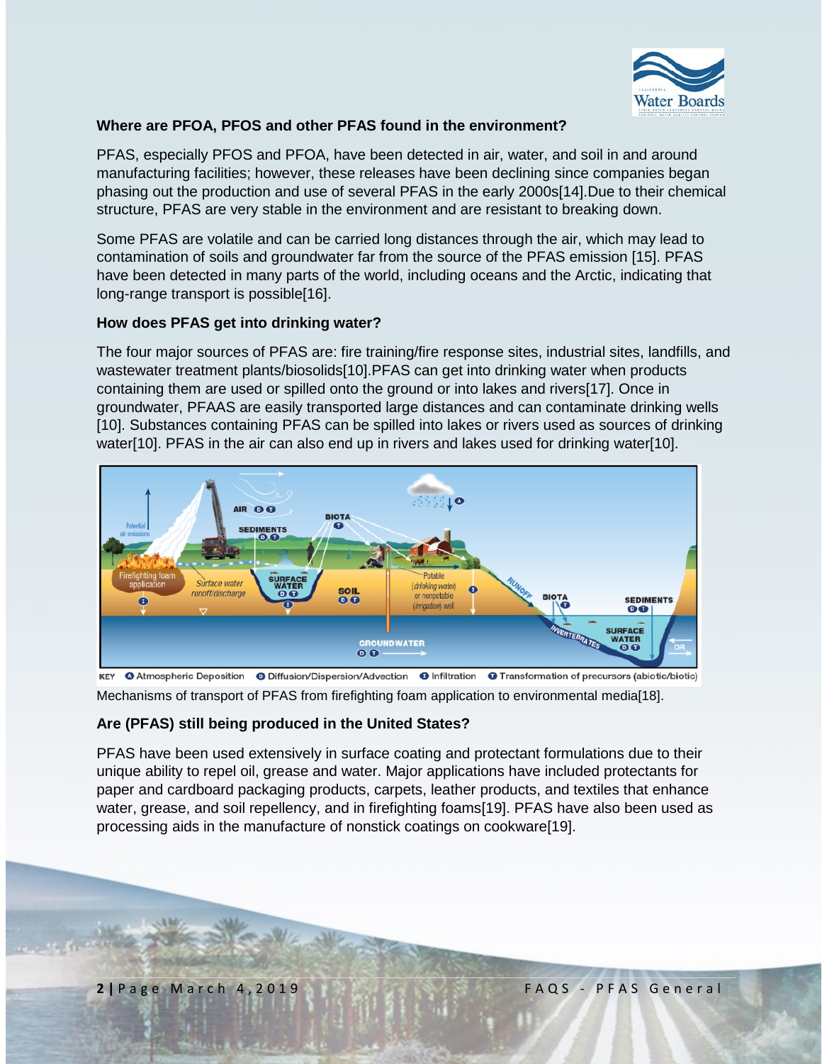**Where are PFOA, PFOS and other PFAS found in the environment?**

PFAS, especially PFOS and PFOA, have been detected in air, water, and soil in and around manufacturing facilities; however, these releases have been declining since companies began phasing out the production and use of several PFAS in the early 2000s[14].Due to their chemical structure, PFAS are very stable in the environment and are resistant to breaking down.

Some PFAS are volatile and can be carried long distances through the air, which may lead to contamination of soils and groundwater far from the source of the PFAS emission [15]. PFAS have been detected in many parts of the world, including oceans and the Arctic, indicating that long-range transport is possible[16].

**How does PFAS get into drinking water?**

The four major sources of PFAS are: fire training/fire response sites, industrial sites, landfills, and wastewater treatment plants/biosolids[10].PFAS can get into drinking water when products containing them are used or spilled onto the ground or into lakes and rivers[17]. Once in groundwater, PFAAS are easily transported large distances and can contaminate drinking wells [10]. Substances containing PFAS can be spilled into lakes or rivers used as sources of drinking water[10]. PFAS in the air can also end up in rivers and lakes used for drinking water[10].

Mechanisms of transport of PFAS from firefighting foam application to environmental media[18].

**Are (PFAS) still being produced in the United States?**

PFAS have been used extensively in surface coating and protectant formulations due to their unique ability to repel oil, grease and water. Major applications have included protectants for paper and cardboard packaging products, carpets, leather products, and textiles that enhance water, grease, and soil repellency, and in firefighting foams[19]. PFAS have also been used as processing aids in the manufacture of nonstick coatings on cookware[19].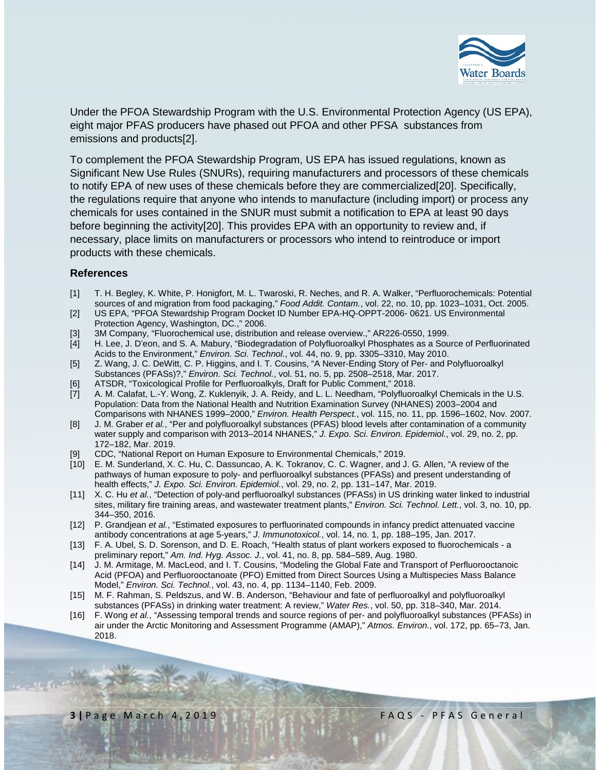Under the PFOA Stewardship Program with the U.S. Environmental Protection Agency (US EPA), eight major PFAS producers have phased out PFOA and other PFSA substances from emissions and products[2].

To complement the PFOA Stewardship Program, US EPA has issued regulations, known as Significant New Use Rules (SNURs), requiring manufacturers and processors of these chemicals to notify EPA of new uses of these chemicals before they are commercialized[20]. Specifically, the regulations require that anyone who intends to manufacture (including import) or process any chemicals for uses contained in the SNUR must submit a notification to EPA at least 90 days before beginning the activity[20]. This provides EPA with an opportunity to review and, if necessary, place limits on manufacturers or processors who intend to reintroduce or import products with these chemicals.

### References

[1] T. H. Begley, K. White, P. Honigfort, M. L. Twaroski, R. Neches, and R. A. Walker, "Perfluorochemicals: Potential sources of and migration from food packaging," *Food Addit. Contam.*, vol. 22, no. 10, pp. 1023–1031, Oct. 2005.

[2] US EPA, "PFOA Stewardship Program Docket ID Number EPA-HQ-OPPT-2006- 0621. US Environmental Protection Agency, Washington, DC.," 2006.

[3] 3M Company, "Fluorochemical use, distribution and release overview.," AR226-0550, 1999.

[4] H. Lee, J. D'eon, and S. A. Mabury, "Biodegradation of Polyfluoroalkyl Phosphates as a Source of Perfluorinated Acids to the Environment," *Environ. Sci. Technol.*, vol. 44, no. 9, pp. 3305–3310, May 2010.

[5] Z. Wang, J. C. DeWitt, C. P. Higgins, and I. T. Cousins, "A Never-Ending Story of Per- and Polyfluoroalkyl Substances (PFASs)?," *Environ. Sci. Technol.*, vol. 51, no. 5, pp. 2508–2518, Mar. 2017.

[6] ATSDR, "Toxicological Profile for Perfluoroalkyls, Draft for Public Comment," 2018.

[7] A. M. Calafat, L.-Y. Wong, Z. Kuklenyik, J. A. Reidy, and L. L. Needham, "Polyfluoroalkyl Chemicals in the U.S. Population: Data from the National Health and Nutrition Examination Survey (NHANES) 2003–2004 and Comparisons with NHANES 1999–2000," *Environ. Health Perspect.*, vol. 115, no. 11, pp. 1596–1602, Nov. 2007.

[8] J. M. Graber *et al.*, "Per and polyfluoroalkyl substances (PFAS) blood levels after contamination of a community water supply and comparison with 2013–2014 NHANES," *J. Expo. Sci. Environ. Epidemiol.*, vol. 29, no. 2, pp. 172–182, Mar. 2019.

[9] CDC, "National Report on Human Exposure to Environmental Chemicals," 2019.

[10] E. M. Sunderland, X. C. Hu, C. Dassuncao, A. K. Tokranov, C. C. Wagner, and J. G. Allen, "A review of the pathways of human exposure to poly- and perfluoroalkyl substances (PFASs) and present understanding of health effects," *J. Expo. Sci. Environ. Epidemiol.*, vol. 29, no. 2, pp. 131–147, Mar. 2019.

[11] X. C. Hu *et al.*, "Detection of poly-and perfluoroalkyl substances (PFASs) in US drinking water linked to industrial sites, military fire training areas, and wastewater treatment plants," *Environ. Sci. Technol. Lett.*, vol. 3, no. 10, pp. 344–350, 2016.

[12] P. Grandjean *et al.*, "Estimated exposures to perfluorinated compounds in infancy predict attenuated vaccine antibody concentrations at age 5-years," *J. Immunotoxicol.*, vol. 14, no. 1, pp. 188–195, Jan. 2017.

[13] F. A. Ubel, S. D. Sorenson, and D. E. Roach, "Health status of plant workers exposed to fluorochemicals - a preliminary report," *Am. Ind. Hyg. Assoc. J.*, vol. 41, no. 8, pp. 584–589, Aug. 1980.

[14] J. M. Armitage, M. MacLeod, and I. T. Cousins, "Modeling the Global Fate and Transport of Perfluorooctanoic Acid (PFOA) and Perfluorooctanoate (PFO) Emitted from Direct Sources Using a Multispecies Mass Balance Model," *Environ. Sci. Technol.*, vol. 43, no. 4, pp. 1134–1140, Feb. 2009.

[15] M. F. Rahman, S. Peldszus, and W. B. Anderson, "Behaviour and fate of perfluoroalkyl and polyfluoroalkyl substances (PFASs) in drinking water treatment: A review," *Water Res.*, vol. 50, pp. 318–340, Mar. 2014.

[16] F. Wong *et al.*, "Assessing temporal trends and source regions of per- and polyfluoroalkyl substances (PFASs) in air under the Arctic Monitoring and Assessment Programme (AMAP)," *Atmos. Environ.*, vol. 172, pp. 65–73, Jan. 2018.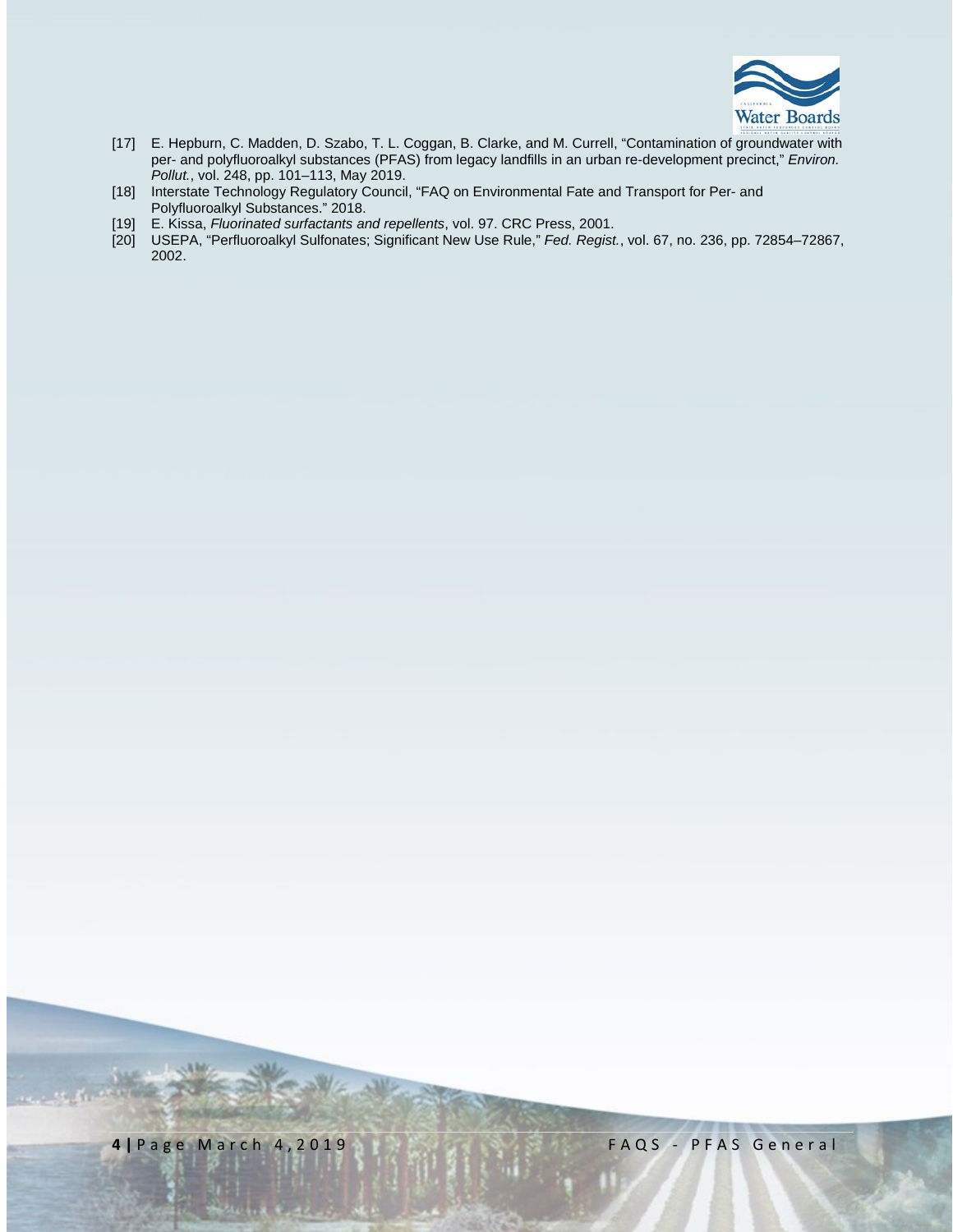[17] E. Hepburn, C. Madden, D. Szabo, T. L. Coggan, B. Clarke, and M. Currell, "Contamination of groundwater with per- and polyfluoroalkyl substances (PFAS) from legacy landfills in an urban re-development precinct," *Environ. Pollut.*, vol. 248, pp. 101–113, May 2019.

[18] Interstate Technology Regulatory Council, "FAQ on Environmental Fate and Transport for Per- and Polyfluoroalkyl Substances." 2018.

[19] E. Kissa, *Fluorinated surfactants and repellents*, vol. 97. CRC Press, 2001.

[20] USEPA, "Perfluoroalkyl Sulfonates; Significant New Use Rule," *Fed. Regist.*, vol. 67, no. 236, pp. 72854–72867, 2002.